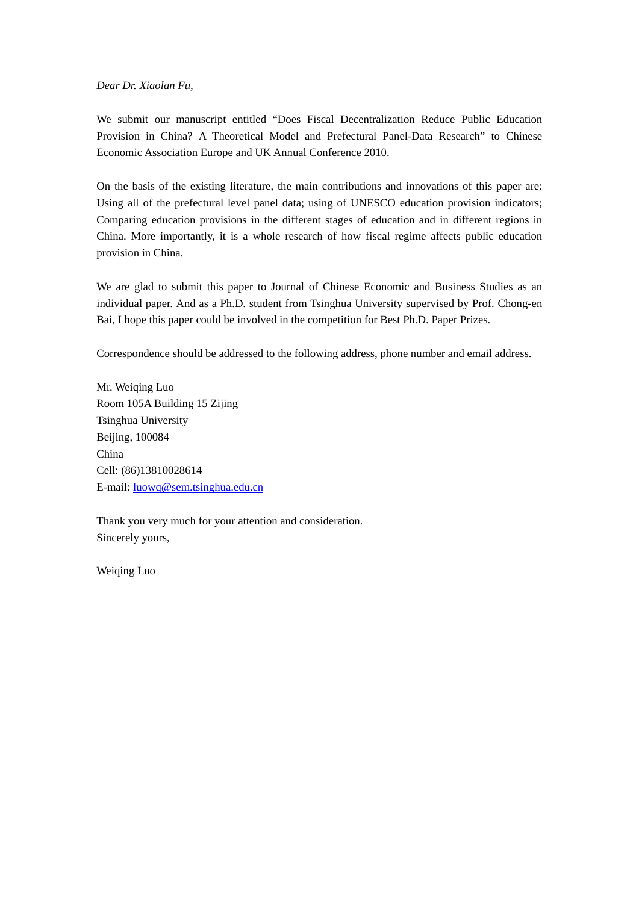*Dear Dr. Xiaolan Fu,*

We submit our manuscript entitled "Does Fiscal Decentralization Reduce Public Education Provision in China? A Theoretical Model and Prefectural Panel-Data Research" to Chinese Economic Association Europe and UK Annual Conference 2010.

On the basis of the existing literature, the main contributions and innovations of this paper are: Using all of the prefectural level panel data; using of UNESCO education provision indicators; Comparing education provisions in the different stages of education and in different regions in China. More importantly, it is a whole research of how fiscal regime affects public education provision in China.

We are glad to submit this paper to Journal of Chinese Economic and Business Studies as an individual paper. And as a Ph.D. student from Tsinghua University supervised by Prof. Chong-en Bai, I hope this paper could be involved in the competition for Best Ph.D. Paper Prizes.

Correspondence should be addressed to the following address, phone number and email address.

Mr. Weiqing Luo
Room 105A Building 15 Zijing
Tsinghua University
Beijing, 100084
China
Cell: (86)13810028614
E-mail: luowq@sem.tsinghua.edu.cn

Thank you very much for your attention and consideration.
Sincerely yours,

Weiqing Luo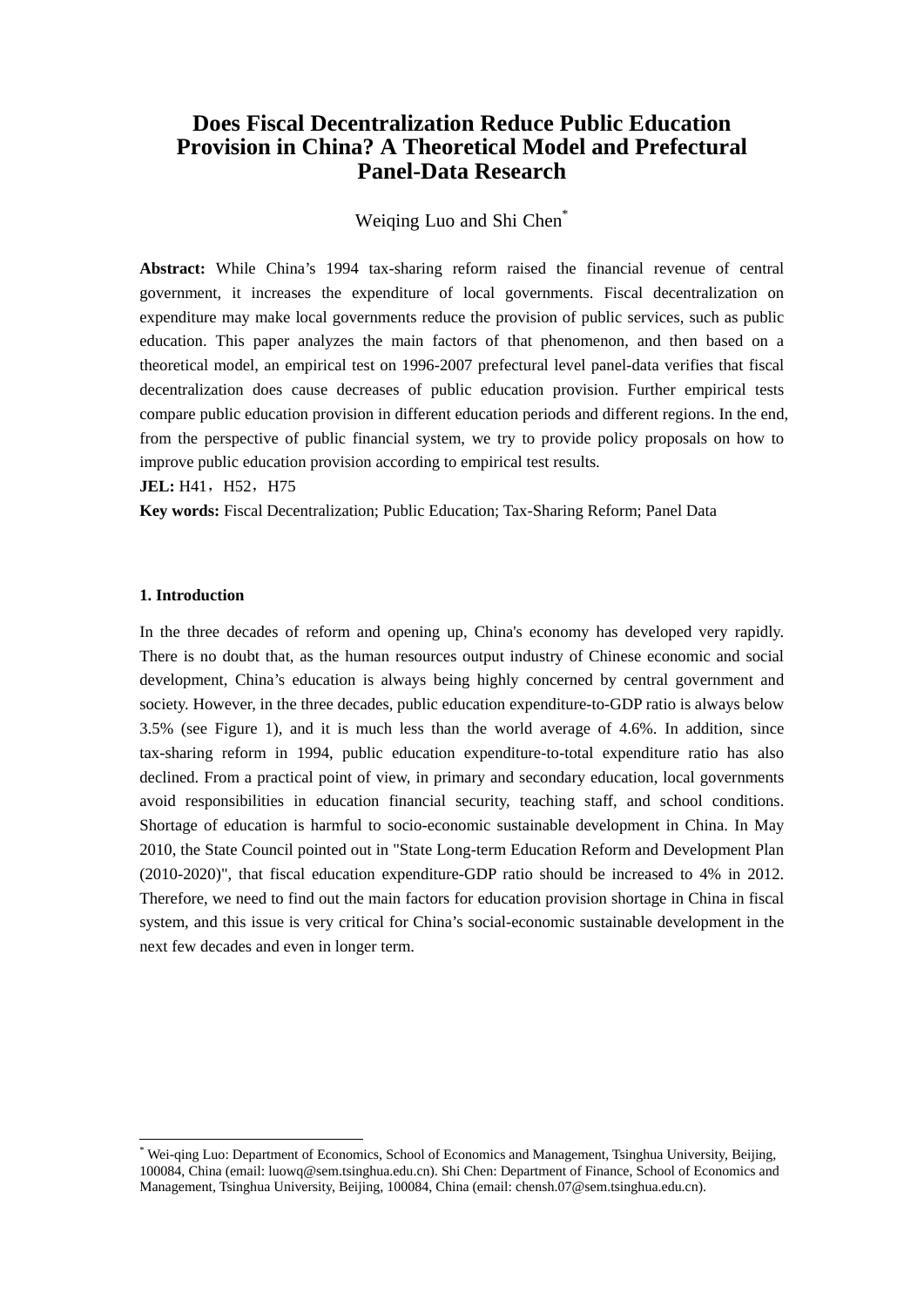# Does Fiscal Decentralization Reduce Public Education Provision in China? A Theoretical Model and Prefectural Panel-Data Research

Weiqing Luo and Shi Chen[*]

**Abstract:** While China's 1994 tax-sharing reform raised the financial revenue of central government, it increases the expenditure of local governments. Fiscal decentralization on expenditure may make local governments reduce the provision of public services, such as public education. This paper analyzes the main factors of that phenomenon, and then based on a theoretical model, an empirical test on 1996-2007 prefectural level panel-data verifies that fiscal decentralization does cause decreases of public education provision. Further empirical tests compare public education provision in different education periods and different regions. In the end, from the perspective of public financial system, we try to provide policy proposals on how to improve public education provision according to empirical test results.

**JEL:** H41，H52，H75

**Key words:** Fiscal Decentralization; Public Education; Tax-Sharing Reform; Panel Data

### 1. Introduction

In the three decades of reform and opening up, China's economy has developed very rapidly. There is no doubt that, as the human resources output industry of Chinese economic and social development, China's education is always being highly concerned by central government and society. However, in the three decades, public education expenditure-to-GDP ratio is always below 3.5% (see Figure 1), and it is much less than the world average of 4.6%. In addition, since tax-sharing reform in 1994, public education expenditure-to-total expenditure ratio has also declined. From a practical point of view, in primary and secondary education, local governments avoid responsibilities in education financial security, teaching staff, and school conditions. Shortage of education is harmful to socio-economic sustainable development in China. In May 2010, the State Council pointed out in "State Long-term Education Reform and Development Plan (2010-2020)", that fiscal education expenditure-GDP ratio should be increased to 4% in 2012. Therefore, we need to find out the main factors for education provision shortage in China in fiscal system, and this issue is very critical for China's social-economic sustainable development in the next few decades and even in longer term.

---

[*] Wei-qing Luo: Department of Economics, School of Economics and Management, Tsinghua University, Beijing, 100084, China (email: luowq@sem.tsinghua.edu.cn). Shi Chen: Department of Finance, School of Economics and Management, Tsinghua University, Beijing, 100084, China (email: chensh.07@sem.tsinghua.edu.cn).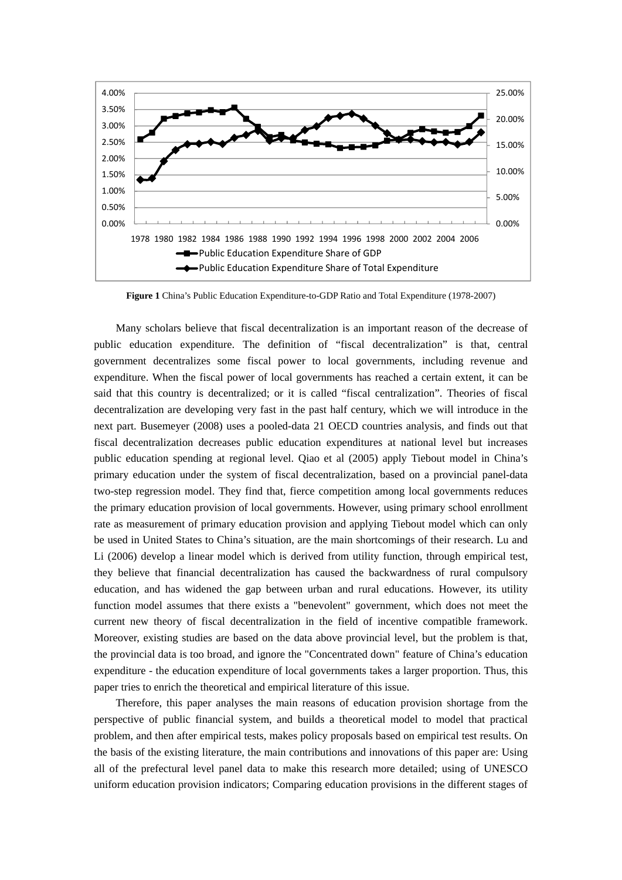**Figure 1** China's Public Education Expenditure-to-GDP Ratio and Total Expenditure (1978-2007)

Many scholars believe that fiscal decentralization is an important reason of the decrease of public education expenditure. The definition of "fiscal decentralization" is that, central government decentralizes some fiscal power to local governments, including revenue and expenditure. When the fiscal power of local governments has reached a certain extent, it can be said that this country is decentralized; or it is called "fiscal centralization". Theories of fiscal decentralization are developing very fast in the past half century, which we will introduce in the next part. Busemeyer (2008) uses a pooled-data 21 OECD countries analysis, and finds out that fiscal decentralization decreases public education expenditures at national level but increases public education spending at regional level. Qiao et al (2005) apply Tiebout model in China's primary education under the system of fiscal decentralization, based on a provincial panel-data two-step regression model. They find that, fierce competition among local governments reduces the primary education provision of local governments. However, using primary school enrollment rate as measurement of primary education provision and applying Tiebout model which can only be used in United States to China's situation, are the main shortcomings of their research. Lu and Li (2006) develop a linear model which is derived from utility function, through empirical test, they believe that financial decentralization has caused the backwardness of rural compulsory education, and has widened the gap between urban and rural educations. However, its utility function model assumes that there exists a "benevolent" government, which does not meet the current new theory of fiscal decentralization in the field of incentive compatible framework. Moreover, existing studies are based on the data above provincial level, but the problem is that, the provincial data is too broad, and ignore the "Concentrated down" feature of China's education expenditure - the education expenditure of local governments takes a larger proportion. Thus, this paper tries to enrich the theoretical and empirical literature of this issue.

Therefore, this paper analyses the main reasons of education provision shortage from the perspective of public financial system, and builds a theoretical model to model that practical problem, and then after empirical tests, makes policy proposals based on empirical test results. On the basis of the existing literature, the main contributions and innovations of this paper are: Using all of the prefectural level panel data to make this research more detailed; using of UNESCO uniform education provision indicators; Comparing education provisions in the different stages of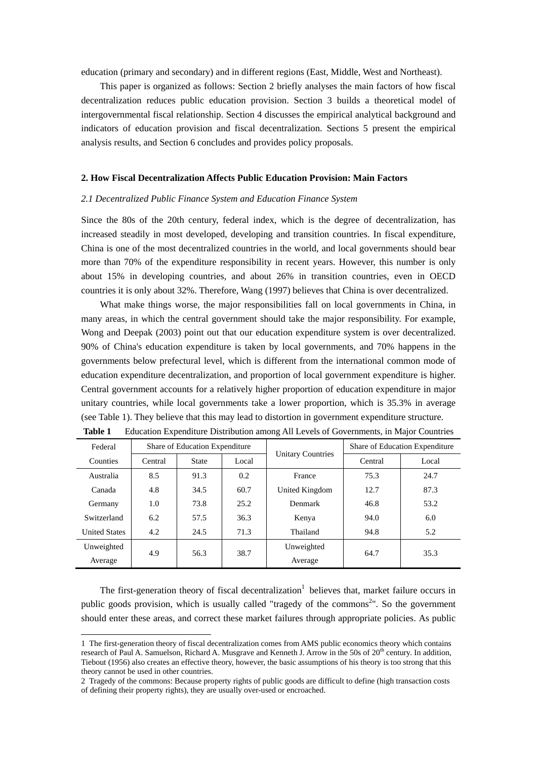education (primary and secondary) and in different regions (East, Middle, West and Northeast).

This paper is organized as follows: Section 2 briefly analyses the main factors of how fiscal decentralization reduces public education provision. Section 3 builds a theoretical model of intergovernmental fiscal relationship. Section 4 discusses the empirical analytical background and indicators of education provision and fiscal decentralization. Sections 5 present the empirical analysis results, and Section 6 concludes and provides policy proposals.

## 2. How Fiscal Decentralization Affects Public Education Provision: Main Factors

### *2.1 Decentralized Public Finance System and Education Finance System*

Since the 80s of the 20th century, federal index, which is the degree of decentralization, has increased steadily in most developed, developing and transition countries. In fiscal expenditure, China is one of the most decentralized countries in the world, and local governments should bear more than 70% of the expenditure responsibility in recent years. However, this number is only about 15% in developing countries, and about 26% in transition countries, even in OECD countries it is only about 32%. Therefore, Wang (1997) believes that China is over decentralized.

What make things worse, the major responsibilities fall on local governments in China, in many areas, in which the central government should take the major responsibility. For example, Wong and Deepak (2003) point out that our education expenditure system is over decentralized. 90% of China's education expenditure is taken by local governments, and 70% happens in the governments below prefectural level, which is different from the international common mode of education expenditure decentralization, and proportion of local government expenditure is higher. Central government accounts for a relatively higher proportion of education expenditure in major unitary countries, while local governments take a lower proportion, which is 35.3% in average (see Table 1). They believe that this may lead to distortion in government expenditure structure.

**Table 1** Education Expenditure Distribution among All Levels of Governments, in Major Countries

| Federal Counties | Share of Education Expenditure | | | Unitary Countries | Share of Education Expenditure | |
|---|---|---|---|---|---|---|
| | Central | State | Local | | Central | Local |
| Australia | 8.5 | 91.3 | 0.2 | France | 75.3 | 24.7 |
| Canada | 4.8 | 34.5 | 60.7 | United Kingdom | 12.7 | 87.3 |
| Germany | 1.0 | 73.8 | 25.2 | Denmark | 46.8 | 53.2 |
| Switzerland | 6.2 | 57.5 | 36.3 | Kenya | 94.0 | 6.0 |
| United States | 4.2 | 24.5 | 71.3 | Thailand | 94.8 | 5.2 |
| Unweighted Average | 4.9 | 56.3 | 38.7 | Unweighted Average | 64.7 | 35.3 |

The first-generation theory of fiscal decentralization[1] believes that, market failure occurs in public goods provision, which is usually called "tragedy of the commons[2]". So the government should enter these areas, and correct these market failures through appropriate policies. As public

1 The first-generation theory of fiscal decentralization comes from AMS public economics theory which contains research of Paul A. Samuelson, Richard A. Musgrave and Kenneth J. Arrow in the 50s of 20th century. In addition, Tiebout (1956) also creates an effective theory, however, the basic assumptions of his theory is too strong that this theory cannot be used in other countries.

2 Tragedy of the commons: Because property rights of public goods are difficult to define (high transaction costs of defining their property rights), they are usually over-used or encroached.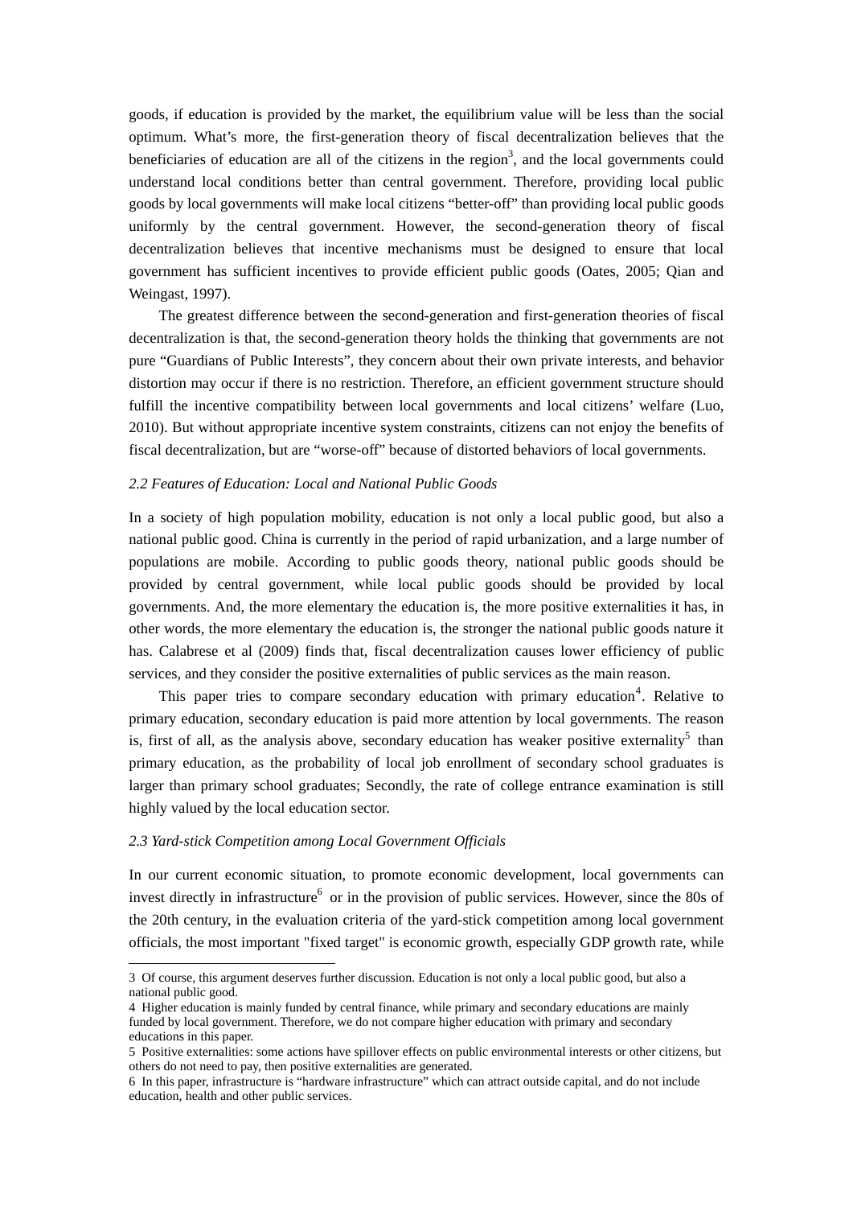goods, if education is provided by the market, the equilibrium value will be less than the social optimum. What's more, the first-generation theory of fiscal decentralization believes that the beneficiaries of education are all of the citizens in the region[3], and the local governments could understand local conditions better than central government. Therefore, providing local public goods by local governments will make local citizens "better-off" than providing local public goods uniformly by the central government. However, the second-generation theory of fiscal decentralization believes that incentive mechanisms must be designed to ensure that local government has sufficient incentives to provide efficient public goods (Oates, 2005; Qian and Weingast, 1997).

The greatest difference between the second-generation and first-generation theories of fiscal decentralization is that, the second-generation theory holds the thinking that governments are not pure "Guardians of Public Interests", they concern about their own private interests, and behavior distortion may occur if there is no restriction. Therefore, an efficient government structure should fulfill the incentive compatibility between local governments and local citizens' welfare (Luo, 2010). But without appropriate incentive system constraints, citizens can not enjoy the benefits of fiscal decentralization, but are "worse-off" because of distorted behaviors of local governments.

### *2.2 Features of Education: Local and National Public Goods*

In a society of high population mobility, education is not only a local public good, but also a national public good. China is currently in the period of rapid urbanization, and a large number of populations are mobile. According to public goods theory, national public goods should be provided by central government, while local public goods should be provided by local governments. And, the more elementary the education is, the more positive externalities it has, in other words, the more elementary the education is, the stronger the national public goods nature it has. Calabrese et al (2009) finds that, fiscal decentralization causes lower efficiency of public services, and they consider the positive externalities of public services as the main reason.

This paper tries to compare secondary education with primary education[4]. Relative to primary education, secondary education is paid more attention by local governments. The reason is, first of all, as the analysis above, secondary education has weaker positive externality[5] than primary education, as the probability of local job enrollment of secondary school graduates is larger than primary school graduates; Secondly, the rate of college entrance examination is still highly valued by the local education sector.

### *2.3 Yard-stick Competition among Local Government Officials*

In our current economic situation, to promote economic development, local governments can invest directly in infrastructure[6] or in the provision of public services. However, since the 80s of the 20th century, in the evaluation criteria of the yard-stick competition among local government officials, the most important "fixed target" is economic growth, especially GDP growth rate, while

---

3 Of course, this argument deserves further discussion. Education is not only a local public good, but also a national public good.

4 Higher education is mainly funded by central finance, while primary and secondary educations are mainly funded by local government. Therefore, we do not compare higher education with primary and secondary educations in this paper.

5 Positive externalities: some actions have spillover effects on public environmental interests or other citizens, but others do not need to pay, then positive externalities are generated.

6 In this paper, infrastructure is "hardware infrastructure" which can attract outside capital, and do not include education, health and other public services.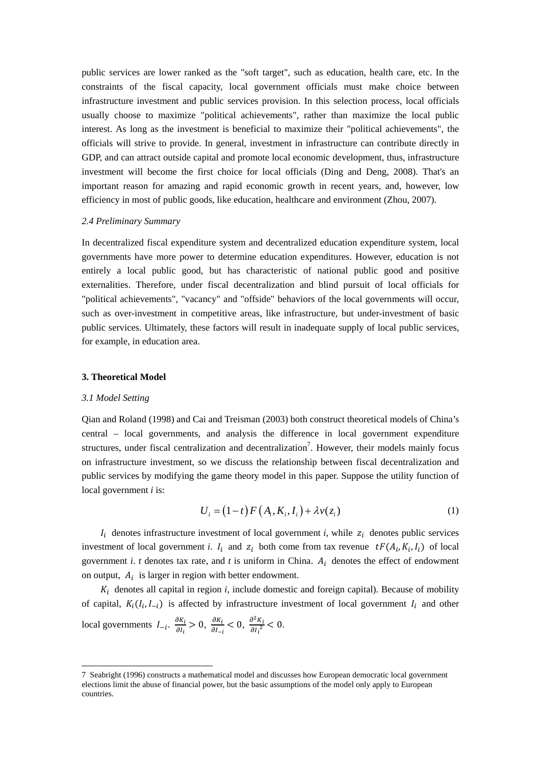public services are lower ranked as the "soft target", such as education, health care, etc. In the constraints of the fiscal capacity, local government officials must make choice between infrastructure investment and public services provision. In this selection process, local officials usually choose to maximize "political achievements", rather than maximize the local public interest. As long as the investment is beneficial to maximize their "political achievements", the officials will strive to provide. In general, investment in infrastructure can contribute directly in GDP, and can attract outside capital and promote local economic development, thus, infrastructure investment will become the first choice for local officials (Ding and Deng, 2008). That's an important reason for amazing and rapid economic growth in recent years, and, however, low efficiency in most of public goods, like education, healthcare and environment (Zhou, 2007).

### *2.4 Preliminary Summary*

In decentralized fiscal expenditure system and decentralized education expenditure system, local governments have more power to determine education expenditures. However, education is not entirely a local public good, but has characteristic of national public good and positive externalities. Therefore, under fiscal decentralization and blind pursuit of local officials for "political achievements", "vacancy" and "offside" behaviors of the local governments will occur, such as over-investment in competitive areas, like infrastructure, but under-investment of basic public services. Ultimately, these factors will result in inadequate supply of local public services, for example, in education area.

## 3. Theoretical Model

### *3.1 Model Setting*

Qian and Roland (1998) and Cai and Treisman (2003) both construct theoretical models of China's central – local governments, and analysis the difference in local government expenditure structures, under fiscal centralization and decentralization[7]. However, their models mainly focus on infrastructure investment, so we discuss the relationship between fiscal decentralization and public services by modifying the game theory model in this paper. Suppose the utility function of local government *i* is:

$$U_i = (1-t)F(A_i, K_i, I_i) + \lambda v(z_i) \tag{1}$$

$I_i$ denotes infrastructure investment of local government *i*, while $z_i$ denotes public services investment of local government *i*. $I_i$ and $z_i$ both come from tax revenue $tF(A_i, K_i, I_i)$ of local government *i*. *t* denotes tax rate, and *t* is uniform in China. $A_i$ denotes the effect of endowment on output, $A_i$ is larger in region with better endowment.

$K_i$ denotes all capital in region *i*, include domestic and foreign capital). Because of mobility of capital, $K_i(I_i, I_{-i})$ is affected by infrastructure investment of local government $I_i$ and other local governments $I_{-i}$. $\frac{\partial K_i}{\partial I_i} > 0$, $\frac{\partial K_i}{\partial I_{-i}} < 0$, $\frac{\partial^2 K_i}{\partial I_i^2} < 0$.

7 Seabright (1996) constructs a mathematical model and discusses how European democratic local government elections limit the abuse of financial power, but the basic assumptions of the model only apply to European countries.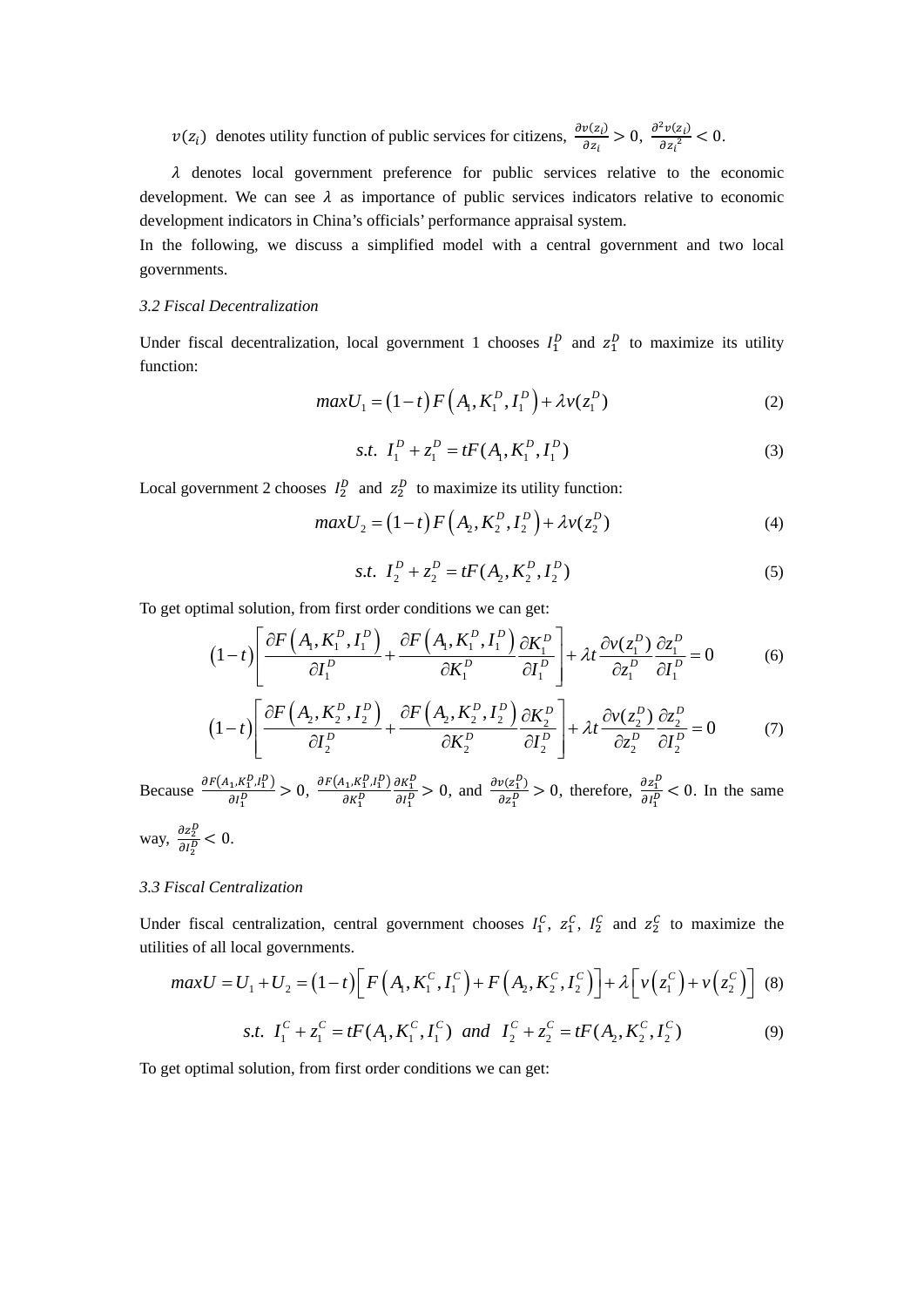$v(z_i)$ denotes utility function of public services for citizens, $\frac{\partial v(z_i)}{\partial z_i} > 0$, $\frac{\partial^2 v(z_i)}{\partial {z_i}^2} < 0$.

$\lambda$ denotes local government preference for public services relative to the economic development. We can see $\lambda$ as importance of public services indicators relative to economic development indicators in China's officials' performance appraisal system.

In the following, we discuss a simplified model with a central government and two local governments.

### *3.2 Fiscal Decentralization*

Under fiscal decentralization, local government 1 chooses $I_1^D$ and $z_1^D$ to maximize its utility function:

$$max U_1 = (1-t) F\left(A_1, K_1^D, I_1^D\right) + \lambda v(z_1^D) \tag{2}$$

$$s.t.\ \ I_1^D + z_1^D = tF(A_1, K_1^D, I_1^D) \tag{3}$$

Local government 2 chooses $I_2^D$ and $z_2^D$ to maximize its utility function:

$$max U_2 = (1-t) F\left(A_2, K_2^D, I_2^D\right) + \lambda v(z_2^D) \tag{4}$$

$$s.t.\ \ I_2^D + z_2^D = tF(A_2, K_2^D, I_2^D) \tag{5}$$

To get optimal solution, from first order conditions we can get:

$$(1-t)\left[\frac{\partial F\left(A_1, K_1^D, I_1^D\right)}{\partial I_1^D} + \frac{\partial F\left(A_1, K_1^D, I_1^D\right)}{\partial K_1^D}\frac{\partial K_1^D}{\partial I_1^D}\right] + \lambda t \frac{\partial v(z_1^D)}{\partial z_1^D}\frac{\partial z_1^D}{\partial I_1^D} = 0 \tag{6}$$

$$(1-t)\left[\frac{\partial F\left(A_2, K_2^D, I_2^D\right)}{\partial I_2^D} + \frac{\partial F\left(A_2, K_2^D, I_2^D\right)}{\partial K_2^D}\frac{\partial K_2^D}{\partial I_2^D}\right] + \lambda t \frac{\partial v(z_2^D)}{\partial z_2^D}\frac{\partial z_2^D}{\partial I_2^D} = 0 \tag{7}$$

Because $\frac{\partial F\left(A_1, K_1^D, I_1^D\right)}{\partial I_1^D} > 0$, $\frac{\partial F\left(A_1, K_1^D, I_1^D\right)}{\partial K_1^D}\frac{\partial K_1^D}{\partial I_1^D} > 0$, and $\frac{\partial v(z_1^D)}{\partial z_1^D} > 0$, therefore, $\frac{\partial z_1^D}{\partial I_1^D} < 0$. In the same way, $\frac{\partial z_2^D}{\partial I_2^D} < 0$.

### *3.3 Fiscal Centralization*

Under fiscal centralization, central government chooses $I_1^C$, $z_1^C$, $I_2^C$ and $z_2^C$ to maximize the utilities of all local governments.

$$max U = U_1 + U_2 = (1-t)\left[F\left(A_1, K_1^C, I_1^C\right) + F\left(A_2, K_2^C, I_2^C\right)\right] + \lambda\left[v\left(z_1^C\right) + v\left(z_2^C\right)\right] \tag{8}$$

$$s.t.\ \ I_1^C + z_1^C = tF(A_1, K_1^C, I_1^C)\ \ and\ \ I_2^C + z_2^C = tF(A_2, K_2^C, I_2^C) \tag{9}$$

To get optimal solution, from first order conditions we can get: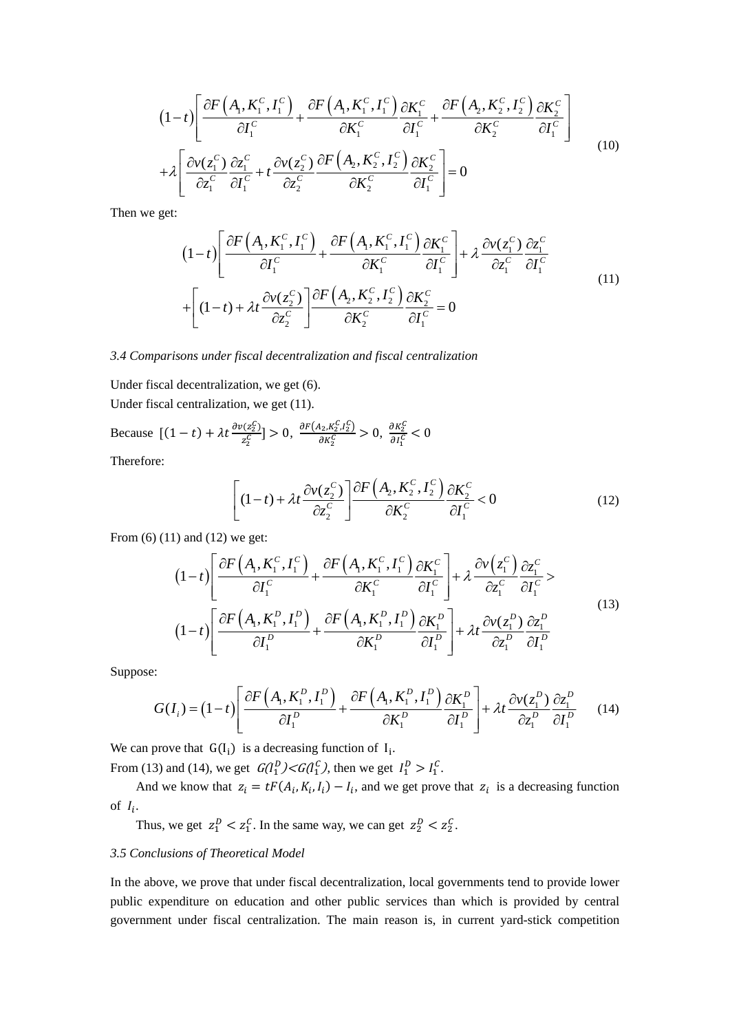$$
\begin{aligned}
&\left(1-t\right)\left[\frac{\partial F\left(A_1,K_1^C,I_1^C\right)}{\partial I_1^C}+\frac{\partial F\left(A_1,K_1^C,I_1^C\right)}{\partial K_1^C}\frac{\partial K_1^C}{\partial I_1^C}+\frac{\partial F\left(A_2,K_2^C,I_2^C\right)}{\partial K_2^C}\frac{\partial K_2^C}{\partial I_1^C}\right] \\
&+\lambda\left[\frac{\partial v(z_1^C)}{\partial z_1^C}\frac{\partial z_1^C}{\partial I_1^C}+t\frac{\partial v(z_2^C)}{\partial z_2^C}\frac{\partial F\left(A_2,K_2^C,I_2^C\right)}{\partial K_2^C}\frac{\partial K_2^C}{\partial I_1^C}\right]=0
\end{aligned}
\tag{10}
$$

Then we get:

$$
\begin{aligned}
&\left(1-t\right)\left[\frac{\partial F\left(A_1,K_1^C,I_1^C\right)}{\partial I_1^C}+\frac{\partial F\left(A_1,K_1^C,I_1^C\right)}{\partial K_1^C}\frac{\partial K_1^C}{\partial I_1^C}\right]+\lambda\frac{\partial v(z_1^C)}{\partial z_1^C}\frac{\partial z_1^C}{\partial I_1^C} \\
&+\left[(1-t)+\lambda t\frac{\partial v(z_2^C)}{\partial z_2^C}\right]\frac{\partial F\left(A_2,K_2^C,I_2^C\right)}{\partial K_2^C}\frac{\partial K_2^C}{\partial I_1^C}=0
\end{aligned}
\tag{11}
$$

### *3.4 Comparisons under fiscal decentralization and fiscal centralization*

Under fiscal decentralization, we get (6).

Under fiscal centralization, we get (11).

Because $[(1-t)+\lambda t\frac{\partial v(z_2^C)}{z_2^C}]>0$, $\frac{\partial F(A_2,K_2^C,I_2^C)}{\partial K_2^C}>0$, $\frac{\partial K_2^C}{\partial I_1^C}<0$

Therefore:

$$
\left[(1-t)+\lambda t\frac{\partial v(z_2^C)}{\partial z_2^C}\right]\frac{\partial F\left(A_2,K_2^C,I_2^C\right)}{\partial K_2^C}\frac{\partial K_2^C}{\partial I_1^C}<0
\tag{12}
$$

From (6) (11) and (12) we get:

$$
\begin{aligned}
&\left(1-t\right)\left[\frac{\partial F\left(A_1,K_1^C,I_1^C\right)}{\partial I_1^C}+\frac{\partial F\left(A_1,K_1^C,I_1^C\right)}{\partial K_1^C}\frac{\partial K_1^C}{\partial I_1^C}\right]+\lambda\frac{\partial v\left(z_1^C\right)}{\partial z_1^C}\frac{\partial z_1^C}{\partial I_1^C}> \\
&\left(1-t\right)\left[\frac{\partial F\left(A_1,K_1^D,I_1^D\right)}{\partial I_1^D}+\frac{\partial F\left(A_1,K_1^D,I_1^D\right)}{\partial K_1^D}\frac{\partial K_1^D}{\partial I_1^D}\right]+\lambda t\frac{\partial v(z_1^D)}{\partial z_1^D}\frac{\partial z_1^D}{\partial I_1^D}
\end{aligned}
\tag{13}
$$

Suppose:

$$
G(I_i)=\left(1-t\right)\left[\frac{\partial F\left(A_1,K_1^D,I_1^D\right)}{\partial I_1^D}+\frac{\partial F\left(A_1,K_1^D,I_1^D\right)}{\partial K_1^D}\frac{\partial K_1^D}{\partial I_1^D}\right]+\lambda t\frac{\partial v(z_1^D)}{\partial z_1^D}\frac{\partial z_1^D}{\partial I_1^D}
\tag{14}
$$

We can prove that $G(I_i)$ is a decreasing function of $I_i$.

From (13) and (14), we get $G(I_1^D)<G(I_1^C)$, then we get $I_1^D>I_1^C$.

And we know that $z_i=tF(A_i,K_i,I_i)-I_i$, and we get prove that $z_i$ is a decreasing function of $I_i$.

Thus, we get $z_1^D<z_1^C$. In the same way, we can get $z_2^D<z_2^C$.

### *3.5 Conclusions of Theoretical Model*

In the above, we prove that under fiscal decentralization, local governments tend to provide lower public expenditure on education and other public services than which is provided by central government under fiscal centralization. The main reason is, in current yard-stick competition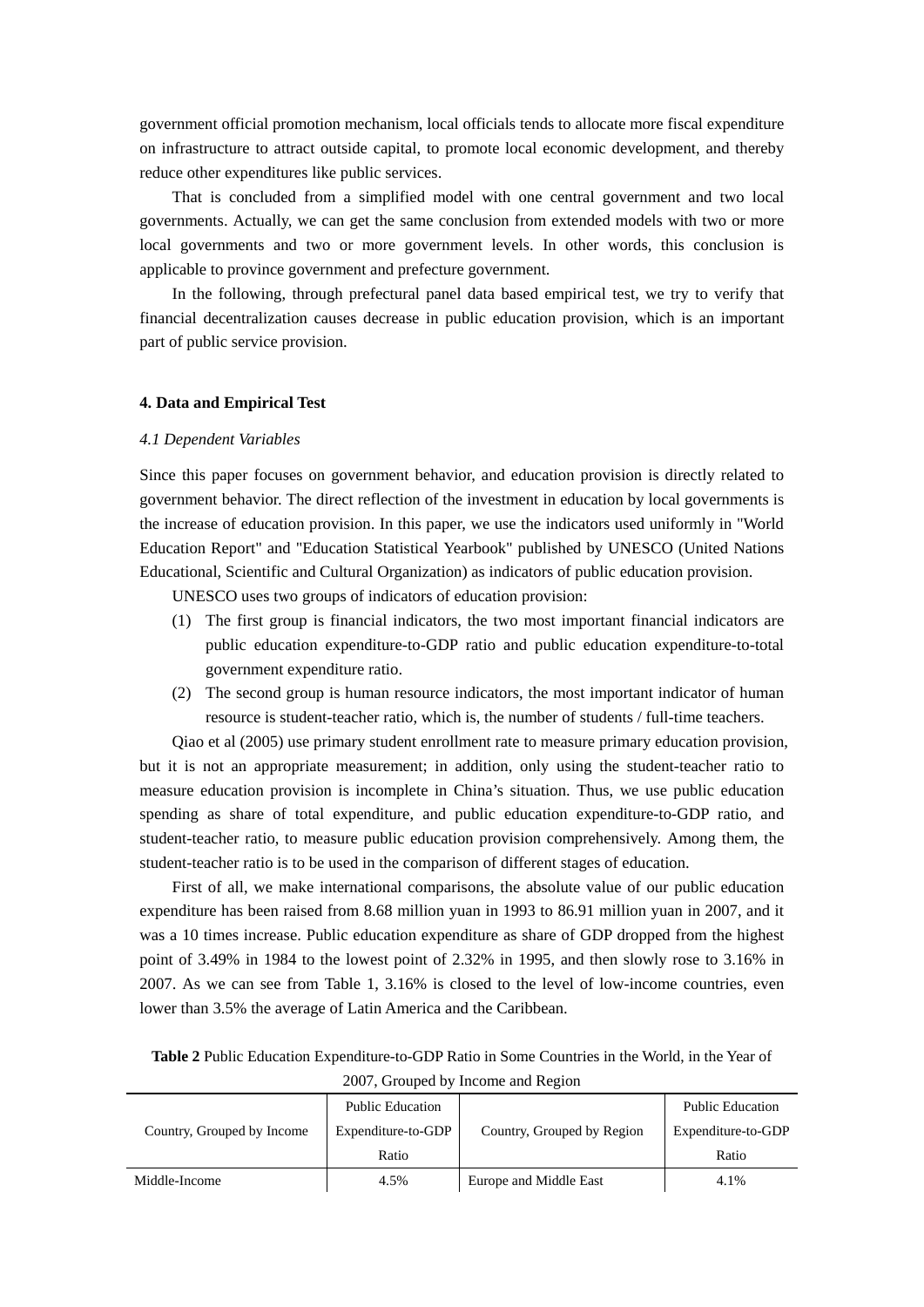government official promotion mechanism, local officials tends to allocate more fiscal expenditure on infrastructure to attract outside capital, to promote local economic development, and thereby reduce other expenditures like public services.

That is concluded from a simplified model with one central government and two local governments. Actually, we can get the same conclusion from extended models with two or more local governments and two or more government levels. In other words, this conclusion is applicable to province government and prefecture government.

In the following, through prefectural panel data based empirical test, we try to verify that financial decentralization causes decrease in public education provision, which is an important part of public service provision.

## 4. Data and Empirical Test

### *4.1 Dependent Variables*

Since this paper focuses on government behavior, and education provision is directly related to government behavior. The direct reflection of the investment in education by local governments is the increase of education provision. In this paper, we use the indicators used uniformly in "World Education Report" and "Education Statistical Yearbook" published by UNESCO (United Nations Educational, Scientific and Cultural Organization) as indicators of public education provision.

UNESCO uses two groups of indicators of education provision:

(1) The first group is financial indicators, the two most important financial indicators are public education expenditure-to-GDP ratio and public education expenditure-to-total government expenditure ratio.

(2) The second group is human resource indicators, the most important indicator of human resource is student-teacher ratio, which is, the number of students / full-time teachers.

Qiao et al (2005) use primary student enrollment rate to measure primary education provision, but it is not an appropriate measurement; in addition, only using the student-teacher ratio to measure education provision is incomplete in China's situation. Thus, we use public education spending as share of total expenditure, and public education expenditure-to-GDP ratio, and student-teacher ratio, to measure public education provision comprehensively. Among them, the student-teacher ratio is to be used in the comparison of different stages of education.

First of all, we make international comparisons, the absolute value of our public education expenditure has been raised from 8.68 million yuan in 1993 to 86.91 million yuan in 2007, and it was a 10 times increase. Public education expenditure as share of GDP dropped from the highest point of 3.49% in 1984 to the lowest point of 2.32% in 1995, and then slowly rose to 3.16% in 2007. As we can see from Table 1, 3.16% is closed to the level of low-income countries, even lower than 3.5% the average of Latin America and the Caribbean.

**Table 2** Public Education Expenditure-to-GDP Ratio in Some Countries in the World, in the Year of 2007, Grouped by Income and Region

| Country, Grouped by Income | Public Education Expenditure-to-GDP Ratio | Country, Grouped by Region | Public Education Expenditure-to-GDP Ratio |
|---|---|---|---|
| Middle-Income | 4.5% | Europe and Middle East | 4.1% |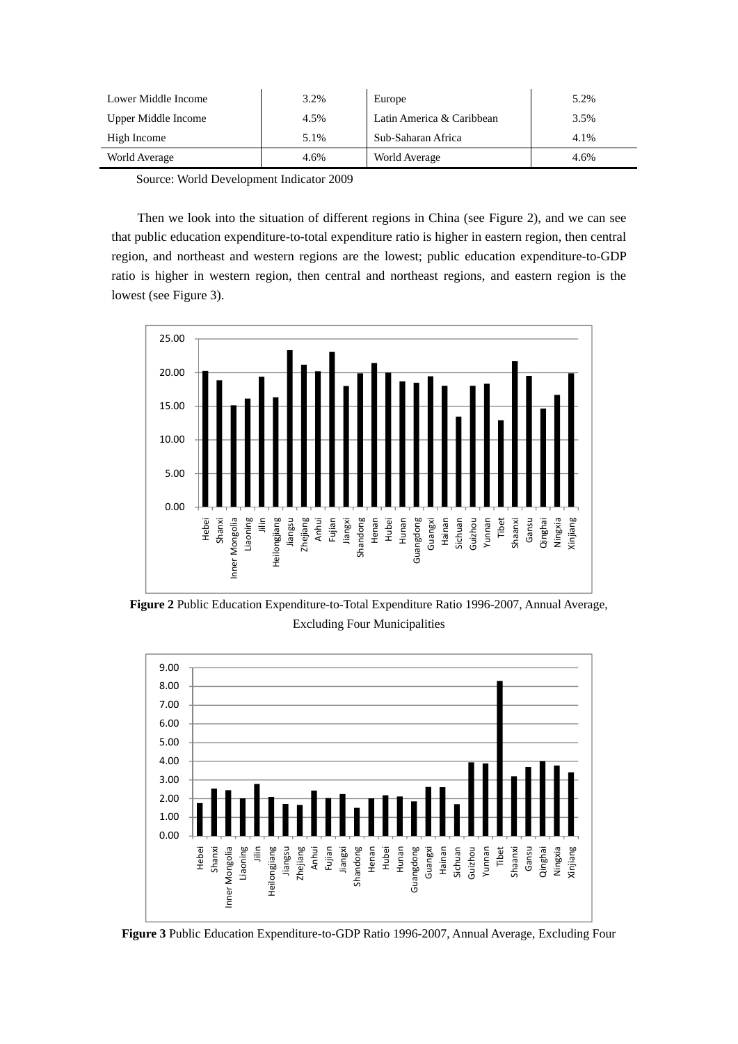| Lower Middle Income | 3.2% | Europe | 5.2% |
|---|---|---|---|
| Upper Middle Income | 4.5% | Latin America & Caribbean | 3.5% |
| High Income | 5.1% | Sub-Saharan Africa | 4.1% |
| World Average | 4.6% | World Average | 4.6% |

Source: World Development Indicator 2009

Then we look into the situation of different regions in China (see Figure 2), and we can see that public education expenditure-to-total expenditure ratio is higher in eastern region, then central region, and northeast and western regions are the lowest; public education expenditure-to-GDP ratio is higher in western region, then central and northeast regions, and eastern region is the lowest (see Figure 3).

**Figure 2** Public Education Expenditure-to-Total Expenditure Ratio 1996-2007, Annual Average, Excluding Four Municipalities

**Figure 3** Public Education Expenditure-to-GDP Ratio 1996-2007, Annual Average, Excluding Four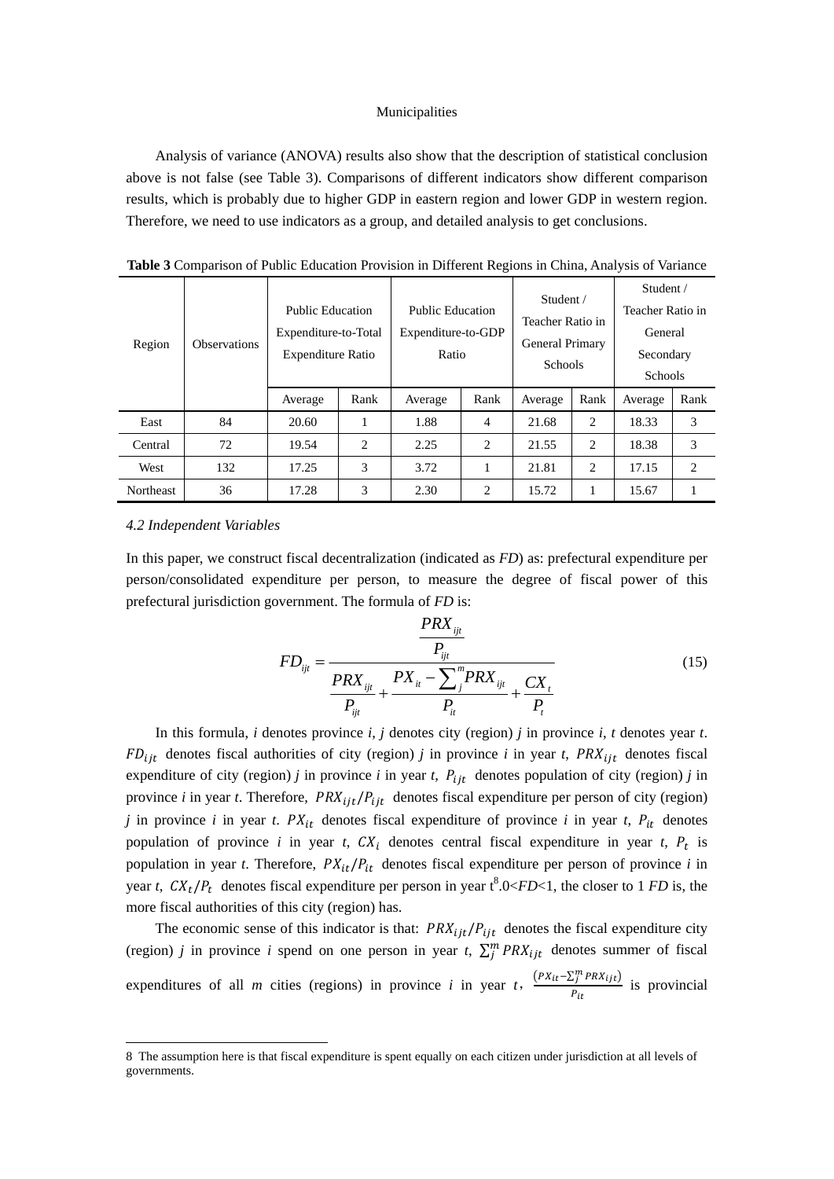Municipalities

Analysis of variance (ANOVA) results also show that the description of statistical conclusion above is not false (see Table 3). Comparisons of different indicators show different comparison results, which is probably due to higher GDP in eastern region and lower GDP in western region. Therefore, we need to use indicators as a group, and detailed analysis to get conclusions.

**Table 3** Comparison of Public Education Provision in Different Regions in China, Analysis of Variance

| Region | Observations | Public Education Expenditure-to-Total Expenditure Ratio | | Public Education Expenditure-to-GDP Ratio | | Student / Teacher Ratio in General Primary Schools | | Student / Teacher Ratio in General Secondary Schools | |
|---|---|---|---|---|---|---|---|---|---|
| | | Average | Rank | Average | Rank | Average | Rank | Average | Rank |
| East | 84 | 20.60 | 1 | 1.88 | 4 | 21.68 | 2 | 18.33 | 3 |
| Central | 72 | 19.54 | 2 | 2.25 | 2 | 21.55 | 2 | 18.38 | 3 |
| West | 132 | 17.25 | 3 | 3.72 | 1 | 21.81 | 2 | 17.15 | 2 |
| Northeast | 36 | 17.28 | 3 | 2.30 | 2 | 15.72 | 1 | 15.67 | 1 |

*4.2 Independent Variables*

In this paper, we construct fiscal decentralization (indicated as *FD*) as: prefectural expenditure per person/consolidated expenditure per person, to measure the degree of fiscal power of this prefectural jurisdiction government. The formula of *FD* is:

$$FD_{ijt} = \frac{\dfrac{PRX_{ijt}}{P_{ijt}}}{\dfrac{PRX_{ijt}}{P_{ijt}} + \dfrac{PX_{it} - \sum_{j}^{m} PRX_{ijt}}{P_{it}} + \dfrac{CX_t}{P_t}} \tag{15}$$

In this formula, $i$ denotes province $i$, $j$ denotes city (region) $j$ in province $i$, $t$ denotes year $t$. $FD_{ijt}$ denotes fiscal authorities of city (region) $j$ in province $i$ in year $t$, $PRX_{ijt}$ denotes fiscal expenditure of city (region) $j$ in province $i$ in year $t$, $P_{ijt}$ denotes population of city (region) $j$ in province $i$ in year $t$. Therefore, $PRX_{ijt}/P_{ijt}$ denotes fiscal expenditure per person of city (region) $j$ in province $i$ in year $t$. $PX_{it}$ denotes fiscal expenditure of province $i$ in year $t$, $P_{it}$ denotes population of province $i$ in year $t$, $CX_i$ denotes central fiscal expenditure in year $t$, $P_t$ is population in year $t$. Therefore, $PX_{it}/P_{it}$ denotes fiscal expenditure per person of province $i$ in year $t$, $CX_t/P_t$ denotes fiscal expenditure per person in year $t$[8]. $0<FD<1$, the closer to 1 *FD* is, the more fiscal authorities of this city (region) has.

The economic sense of this indicator is that: $PRX_{ijt}/P_{ijt}$ denotes the fiscal expenditure city (region) $j$ in province $i$ spend on one person in year $t$, $\sum_{j}^{m} PRX_{ijt}$ denotes summer of fiscal expenditures of all $m$ cities (regions) in province $i$ in year $t$, $\frac{(PX_{it} - \sum_{j}^{m} PRX_{ijt})}{P_{it}}$ is provincial

8 The assumption here is that fiscal expenditure is spent equally on each citizen under jurisdiction at all levels of governments.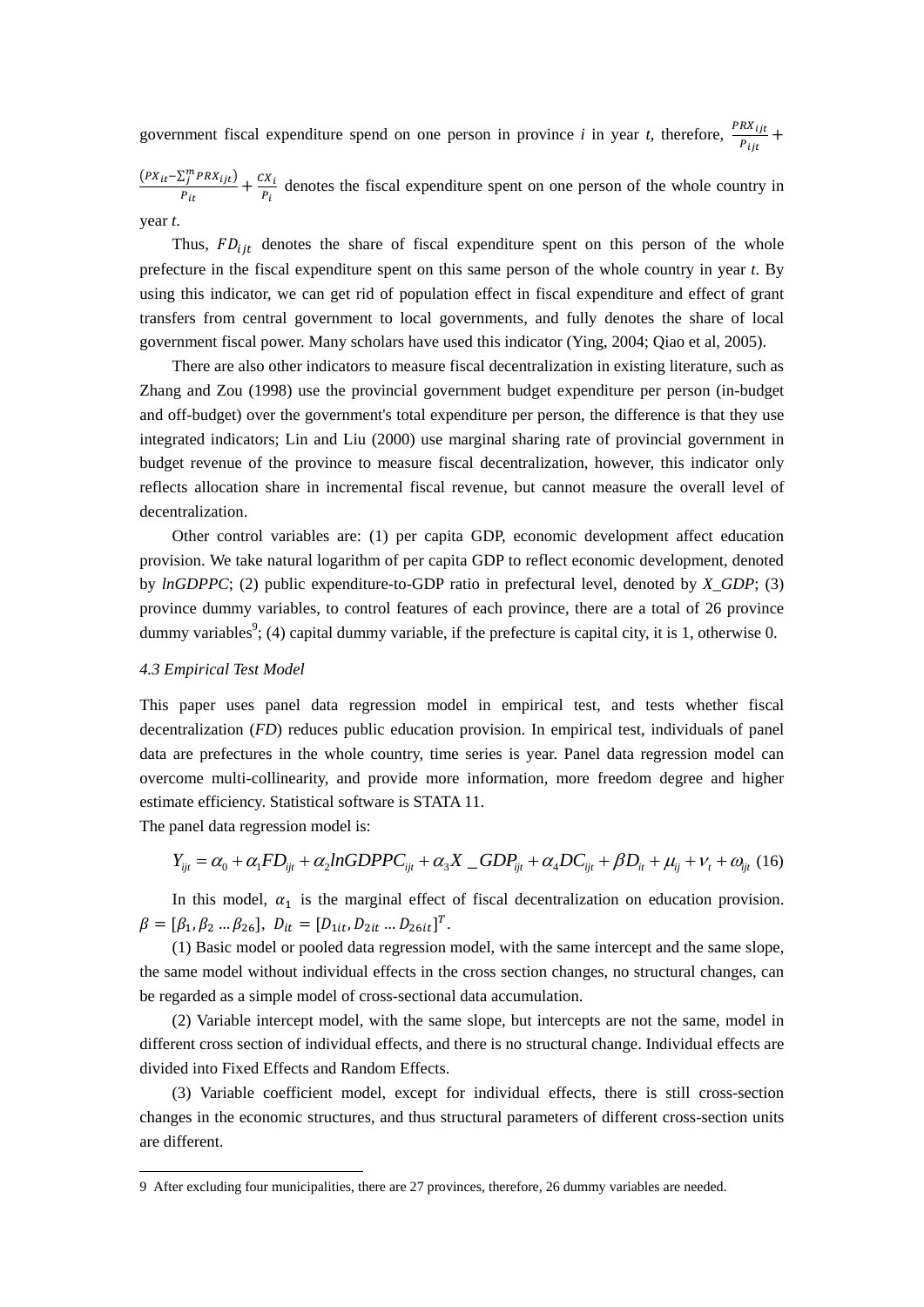government fiscal expenditure spend on one person in province *i* in year *t*, therefore, $\frac{PRX_{ijt}}{P_{ijt}} + \frac{(PX_{it} - \sum_j^m PRX_{ijt})}{P_{it}} + \frac{CX_i}{P_i}$ denotes the fiscal expenditure spent on one person of the whole country in year *t*.

Thus, $FD_{ijt}$ denotes the share of fiscal expenditure spent on this person of the whole prefecture in the fiscal expenditure spent on this same person of the whole country in year *t*. By using this indicator, we can get rid of population effect in fiscal expenditure and effect of grant transfers from central government to local governments, and fully denotes the share of local government fiscal power. Many scholars have used this indicator (Ying, 2004; Qiao et al, 2005).

There are also other indicators to measure fiscal decentralization in existing literature, such as Zhang and Zou (1998) use the provincial government budget expenditure per person (in-budget and off-budget) over the government's total expenditure per person, the difference is that they use integrated indicators; Lin and Liu (2000) use marginal sharing rate of provincial government in budget revenue of the province to measure fiscal decentralization, however, this indicator only reflects allocation share in incremental fiscal revenue, but cannot measure the overall level of decentralization.

Other control variables are: (1) per capita GDP, economic development affect education provision. We take natural logarithm of per capita GDP to reflect economic development, denoted by *lnGDPPC*; (2) public expenditure-to-GDP ratio in prefectural level, denoted by *X_GDP*; (3) province dummy variables, to control features of each province, there are a total of 26 province dummy variables[9]; (4) capital dummy variable, if the prefecture is capital city, it is 1, otherwise 0.

### *4.3 Empirical Test Model*

This paper uses panel data regression model in empirical test, and tests whether fiscal decentralization (*FD*) reduces public education provision. In empirical test, individuals of panel data are prefectures in the whole country, time series is year. Panel data regression model can overcome multi-collinearity, and provide more information, more freedom degree and higher estimate efficiency. Statistical software is STATA 11.

The panel data regression model is:

$$Y_{ijt} = \alpha_0 + \alpha_1 FD_{ijt} + \alpha_2 lnGDPPC_{ijt} + \alpha_3 X\_GDP_{ijt} + \alpha_4 DC_{ijt} + \beta D_{it} + \mu_{ij} + \nu_t + \omega_{ijt} \quad (16)$$

In this model, $\alpha_1$ is the marginal effect of fiscal decentralization on education provision. $\beta = [\beta_1, \beta_2 \ldots \beta_{26}]$, $D_{it} = [D_{1it}, D_{2it} \ldots D_{26it}]^T$.

(1) Basic model or pooled data regression model, with the same intercept and the same slope, the same model without individual effects in the cross section changes, no structural changes, can be regarded as a simple model of cross-sectional data accumulation.

(2) Variable intercept model, with the same slope, but intercepts are not the same, model in different cross section of individual effects, and there is no structural change. Individual effects are divided into Fixed Effects and Random Effects.

(3) Variable coefficient model, except for individual effects, there is still cross-section changes in the economic structures, and thus structural parameters of different cross-section units are different.

---

9 After excluding four municipalities, there are 27 provinces, therefore, 26 dummy variables are needed.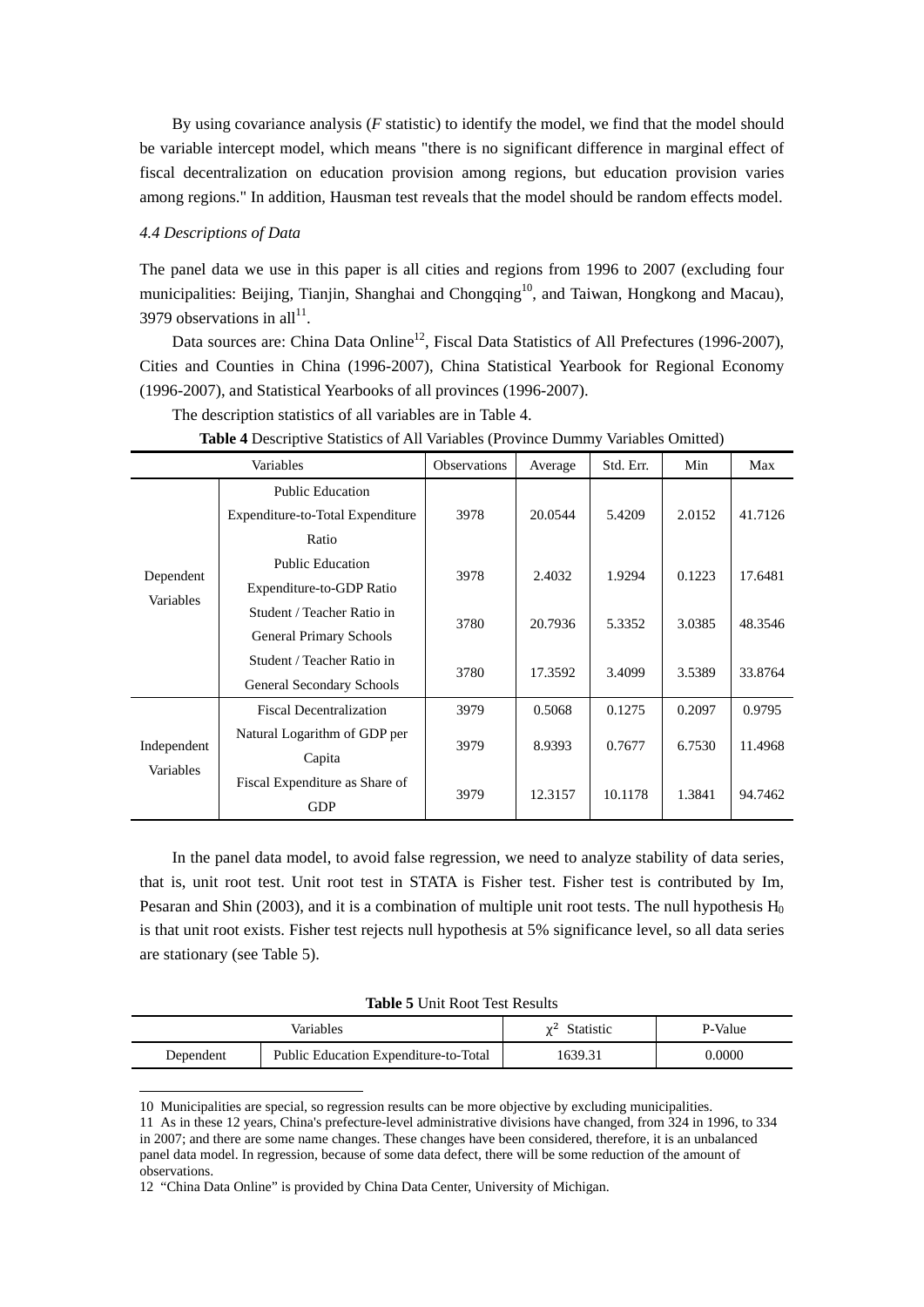By using covariance analysis (*F* statistic) to identify the model, we find that the model should be variable intercept model, which means "there is no significant difference in marginal effect of fiscal decentralization on education provision among regions, but education provision varies among regions." In addition, Hausman test reveals that the model should be random effects model.

*4.4 Descriptions of Data*

The panel data we use in this paper is all cities and regions from 1996 to 2007 (excluding four municipalities: Beijing, Tianjin, Shanghai and Chongqing[10], and Taiwan, Hongkong and Macau), 3979 observations in all[11].

Data sources are: China Data Online[12], Fiscal Data Statistics of All Prefectures (1996-2007), Cities and Counties in China (1996-2007), China Statistical Yearbook for Regional Economy (1996-2007), and Statistical Yearbooks of all provinces (1996-2007).

The description statistics of all variables are in Table 4.

**Table 4** Descriptive Statistics of All Variables (Province Dummy Variables Omitted)

| Variables | | Observations | Average | Std. Err. | Min | Max |
|---|---|---|---|---|---|---|
| Dependent Variables | Public Education Expenditure-to-Total Expenditure Ratio | 3978 | 20.0544 | 5.4209 | 2.0152 | 41.7126 |
| | Public Education Expenditure-to-GDP Ratio | 3978 | 2.4032 | 1.9294 | 0.1223 | 17.6481 |
| | Student / Teacher Ratio in General Primary Schools | 3780 | 20.7936 | 5.3352 | 3.0385 | 48.3546 |
| | Student / Teacher Ratio in General Secondary Schools | 3780 | 17.3592 | 3.4099 | 3.5389 | 33.8764 |
| Independent Variables | Fiscal Decentralization | 3979 | 0.5068 | 0.1275 | 0.2097 | 0.9795 |
| | Natural Logarithm of GDP per Capita | 3979 | 8.9393 | 0.7677 | 6.7530 | 11.4968 |
| | Fiscal Expenditure as Share of GDP | 3979 | 12.3157 | 10.1178 | 1.3841 | 94.7462 |

In the panel data model, to avoid false regression, we need to analyze stability of data series, that is, unit root test. Unit root test in STATA is Fisher test. Fisher test is contributed by Im, Pesaran and Shin (2003), and it is a combination of multiple unit root tests. The null hypothesis $H_0$ is that unit root exists. Fisher test rejects null hypothesis at 5% significance level, so all data series are stationary (see Table 5).

**Table 5** Unit Root Test Results

| Variables | | $\chi^2$ Statistic | P-Value |
|---|---|---|---|
| Dependent | Public Education Expenditure-to-Total | 1639.31 | 0.0000 |

10 Municipalities are special, so regression results can be more objective by excluding municipalities.

11 As in these 12 years, China's prefecture-level administrative divisions have changed, from 324 in 1996, to 334 in 2007; and there are some name changes. These changes have been considered, therefore, it is an unbalanced panel data model. In regression, because of some data defect, there will be some reduction of the amount of observations.

12 "China Data Online" is provided by China Data Center, University of Michigan.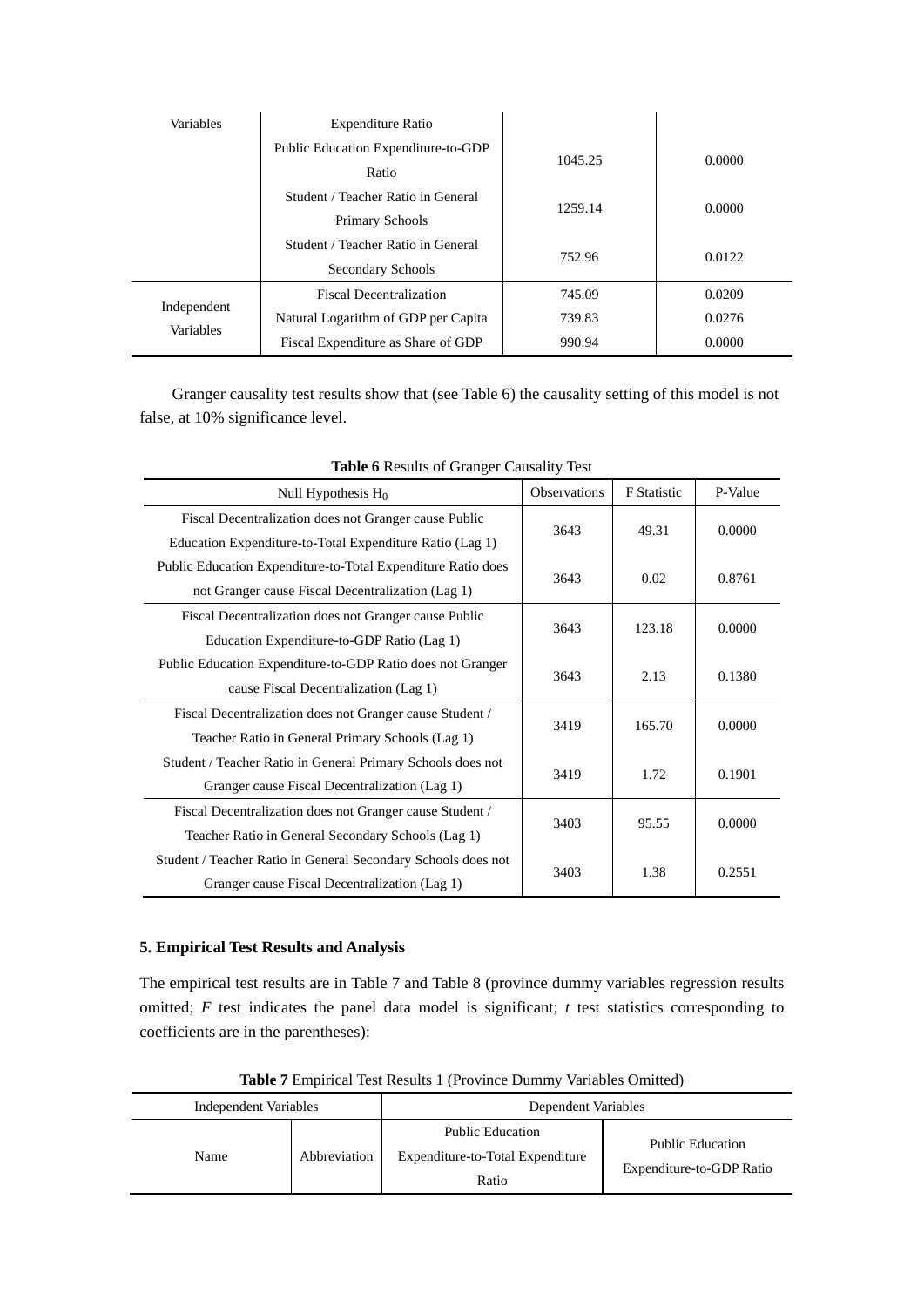| | | | |
|---|---|---|---|
| Variables | Expenditure Ratio | | |
| | Public Education Expenditure-to-GDP Ratio | 1045.25 | 0.0000 |
| | Student / Teacher Ratio in General Primary Schools | 1259.14 | 0.0000 |
| | Student / Teacher Ratio in General Secondary Schools | 752.96 | 0.0122 |
| Independent Variables | Fiscal Decentralization | 745.09 | 0.0209 |
| | Natural Logarithm of GDP per Capita | 739.83 | 0.0276 |
| | Fiscal Expenditure as Share of GDP | 990.94 | 0.0000 |

Granger causality test results show that (see Table 6) the causality setting of this model is not false, at 10% significance level.

**Table 6** Results of Granger Causality Test

| Null Hypothesis $H_0$ | Observations | F Statistic | P-Value |
|---|---|---|---|
| Fiscal Decentralization does not Granger cause Public Education Expenditure-to-Total Expenditure Ratio (Lag 1) | 3643 | 49.31 | 0.0000 |
| Public Education Expenditure-to-Total Expenditure Ratio does not Granger cause Fiscal Decentralization (Lag 1) | 3643 | 0.02 | 0.8761 |
| Fiscal Decentralization does not Granger cause Public Education Expenditure-to-GDP Ratio (Lag 1) | 3643 | 123.18 | 0.0000 |
| Public Education Expenditure-to-GDP Ratio does not Granger cause Fiscal Decentralization (Lag 1) | 3643 | 2.13 | 0.1380 |
| Fiscal Decentralization does not Granger cause Student / Teacher Ratio in General Primary Schools (Lag 1) | 3419 | 165.70 | 0.0000 |
| Student / Teacher Ratio in General Primary Schools does not Granger cause Fiscal Decentralization (Lag 1) | 3419 | 1.72 | 0.1901 |
| Fiscal Decentralization does not Granger cause Student / Teacher Ratio in General Secondary Schools (Lag 1) | 3403 | 95.55 | 0.0000 |
| Student / Teacher Ratio in General Secondary Schools does not Granger cause Fiscal Decentralization (Lag 1) | 3403 | 1.38 | 0.2551 |

### 5. Empirical Test Results and Analysis

The empirical test results are in Table 7 and Table 8 (province dummy variables regression results omitted; *F* test indicates the panel data model is significant; *t* test statistics corresponding to coefficients are in the parentheses):

**Table 7** Empirical Test Results 1 (Province Dummy Variables Omitted)

| Independent Variables | | Dependent Variables | |
|---|---|---|---|
| Name | Abbreviation | Public Education Expenditure-to-Total Expenditure Ratio | Public Education Expenditure-to-GDP Ratio |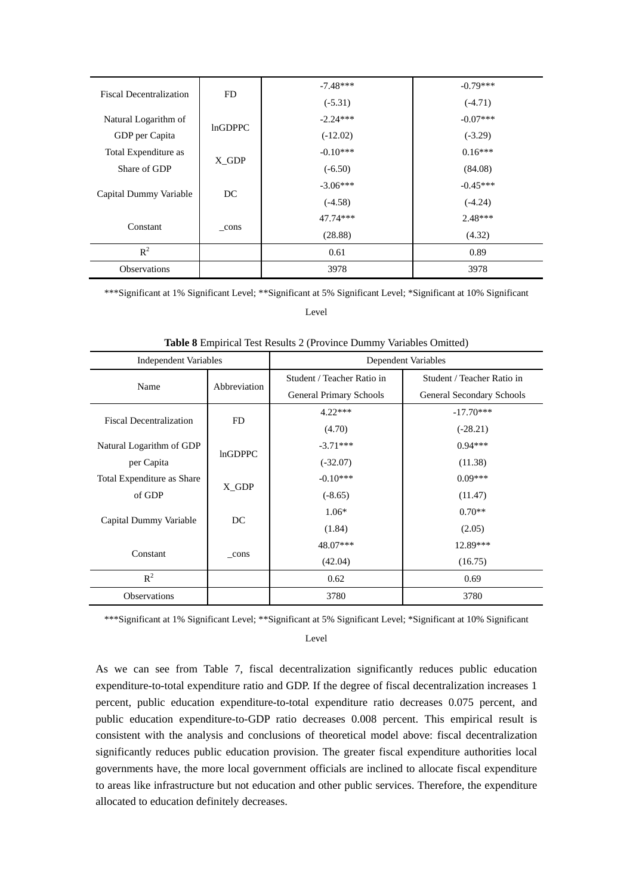| | | | |
|---|---|---|---|
| Fiscal Decentralization | FD | -7.48*** | -0.79*** |
| | | (-5.31) | (-4.71) |
| Natural Logarithm of GDP per Capita | lnGDPPC | -2.24*** | -0.07*** |
| | | (-12.02) | (-3.29) |
| Total Expenditure as Share of GDP | X_GDP | -0.10*** | 0.16*** |
| | | (-6.50) | (84.08) |
| Capital Dummy Variable | DC | -3.06*** | -0.45*** |
| | | (-4.58) | (-4.24) |
| Constant | _cons | 47.74*** | 2.48*** |
| | | (28.88) | (4.32) |
| $R^2$ | | 0.61 | 0.89 |
| Observations | | 3978 | 3978 |

***Significant at 1% Significant Level; **Significant at 5% Significant Level; *Significant at 10% Significant Level

**Table 8** Empirical Test Results 2 (Province Dummy Variables Omitted)

| Independent Variables | | Dependent Variables | |
|---|---|---|---|
| Name | Abbreviation | Student / Teacher Ratio in General Primary Schools | Student / Teacher Ratio in General Secondary Schools |
| Fiscal Decentralization | FD | 4.22*** | -17.70*** |
| | | (4.70) | (-28.21) |
| Natural Logarithm of GDP per Capita | lnGDPPC | -3.71*** | 0.94*** |
| | | (-32.07) | (11.38) |
| Total Expenditure as Share of GDP | X_GDP | -0.10*** | 0.09*** |
| | | (-8.65) | (11.47) |
| Capital Dummy Variable | DC | 1.06* | 0.70** |
| | | (1.84) | (2.05) |
| Constant | _cons | 48.07*** | 12.89*** |
| | | (42.04) | (16.75) |
| $R^2$ | | 0.62 | 0.69 |
| Observations | | 3780 | 3780 |

***Significant at 1% Significant Level; **Significant at 5% Significant Level; *Significant at 10% Significant Level

As we can see from Table 7, fiscal decentralization significantly reduces public education expenditure-to-total expenditure ratio and GDP. If the degree of fiscal decentralization increases 1 percent, public education expenditure-to-total expenditure ratio decreases 0.075 percent, and public education expenditure-to-GDP ratio decreases 0.008 percent. This empirical result is consistent with the analysis and conclusions of theoretical model above: fiscal decentralization significantly reduces public education provision. The greater fiscal expenditure authorities local governments have, the more local government officials are inclined to allocate fiscal expenditure to areas like infrastructure but not education and other public services. Therefore, the expenditure allocated to education definitely decreases.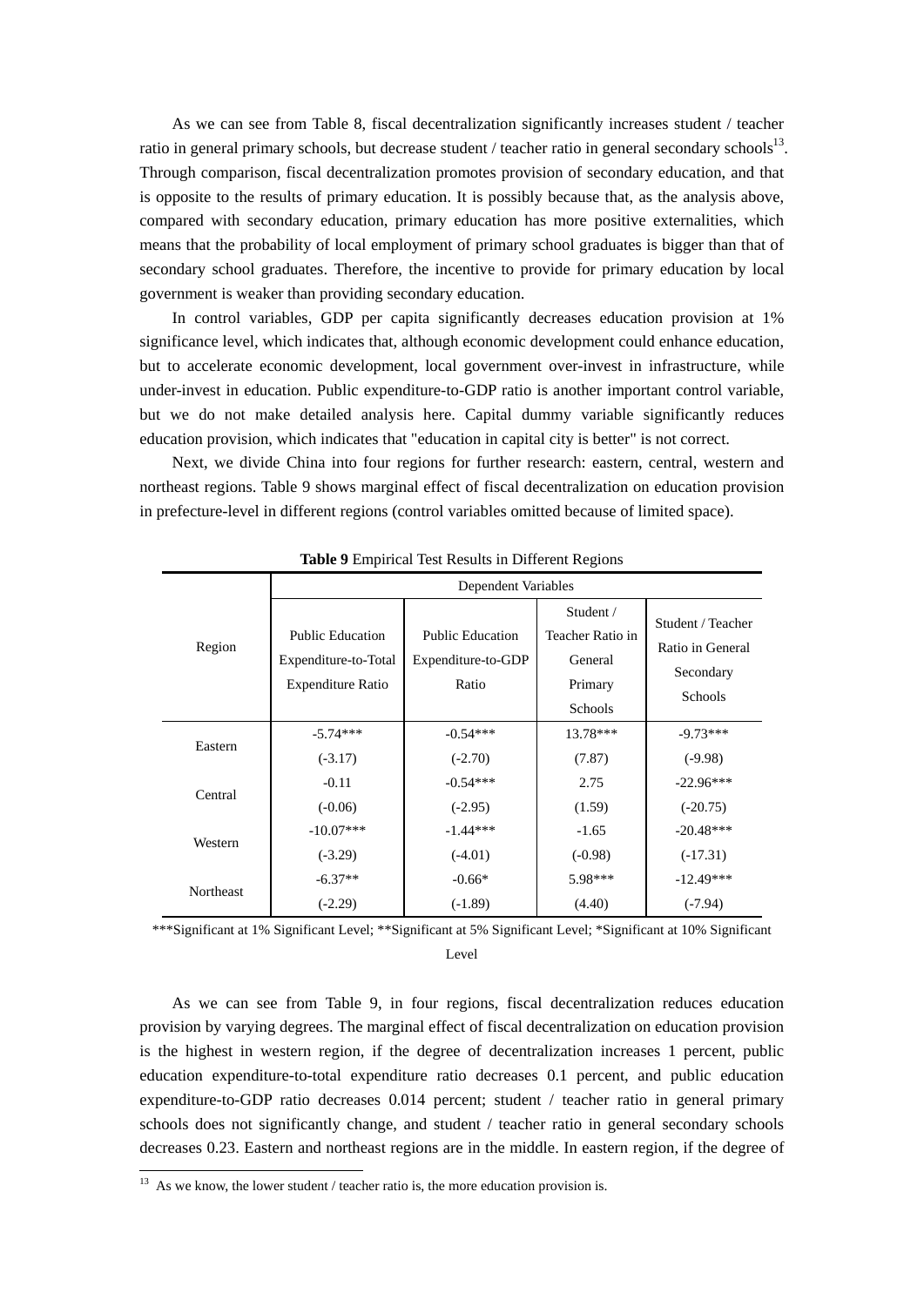As we can see from Table 8, fiscal decentralization significantly increases student / teacher ratio in general primary schools, but decrease student / teacher ratio in general secondary schools[13]. Through comparison, fiscal decentralization promotes provision of secondary education, and that is opposite to the results of primary education. It is possibly because that, as the analysis above, compared with secondary education, primary education has more positive externalities, which means that the probability of local employment of primary school graduates is bigger than that of secondary school graduates. Therefore, the incentive to provide for primary education by local government is weaker than providing secondary education.

In control variables, GDP per capita significantly decreases education provision at 1% significance level, which indicates that, although economic development could enhance education, but to accelerate economic development, local government over-invest in infrastructure, while under-invest in education. Public expenditure-to-GDP ratio is another important control variable, but we do not make detailed analysis here. Capital dummy variable significantly reduces education provision, which indicates that "education in capital city is better" is not correct.

Next, we divide China into four regions for further research: eastern, central, western and northeast regions. Table 9 shows marginal effect of fiscal decentralization on education provision in prefecture-level in different regions (control variables omitted because of limited space).

**Table 9** Empirical Test Results in Different Regions

| Region | Dependent Variables | | | |
|---|---|---|---|---|
| | Public Education Expenditure-to-Total Expenditure Ratio | Public Education Expenditure-to-GDP Ratio | Student / Teacher Ratio in General Primary Schools | Student / Teacher Ratio in General Secondary Schools |
| Eastern | -5.74*** | -0.54*** | 13.78*** | -9.73*** |
| | (-3.17) | (-2.70) | (7.87) | (-9.98) |
| Central | -0.11 | -0.54*** | 2.75 | -22.96*** |
| | (-0.06) | (-2.95) | (1.59) | (-20.75) |
| Western | -10.07*** | -1.44*** | -1.65 | -20.48*** |
| | (-3.29) | (-4.01) | (-0.98) | (-17.31) |
| Northeast | -6.37** | -0.66* | 5.98*** | -12.49*** |
| | (-2.29) | (-1.89) | (4.40) | (-7.94) |

***Significant at 1% Significant Level; **Significant at 5% Significant Level; *Significant at 10% Significant Level

As we can see from Table 9, in four regions, fiscal decentralization reduces education provision by varying degrees. The marginal effect of fiscal decentralization on education provision is the highest in western region, if the degree of decentralization increases 1 percent, public education expenditure-to-total expenditure ratio decreases 0.1 percent, and public education expenditure-to-GDP ratio decreases 0.014 percent; student / teacher ratio in general primary schools does not significantly change, and student / teacher ratio in general secondary schools decreases 0.23. Eastern and northeast regions are in the middle. In eastern region, if the degree of

[13] As we know, the lower student / teacher ratio is, the more education provision is.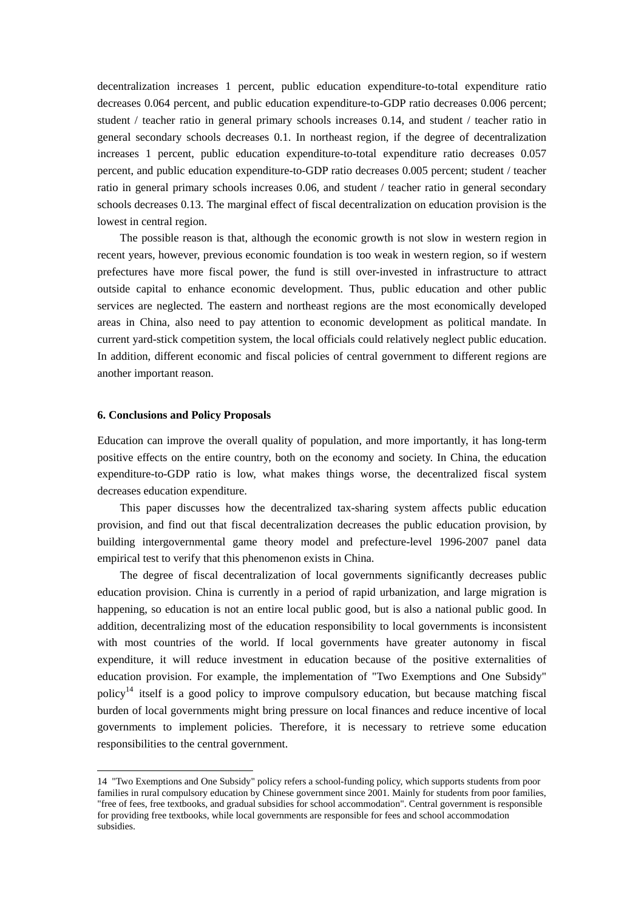decentralization increases 1 percent, public education expenditure-to-total expenditure ratio decreases 0.064 percent, and public education expenditure-to-GDP ratio decreases 0.006 percent; student / teacher ratio in general primary schools increases 0.14, and student / teacher ratio in general secondary schools decreases 0.1. In northeast region, if the degree of decentralization increases 1 percent, public education expenditure-to-total expenditure ratio decreases 0.057 percent, and public education expenditure-to-GDP ratio decreases 0.005 percent; student / teacher ratio in general primary schools increases 0.06, and student / teacher ratio in general secondary schools decreases 0.13. The marginal effect of fiscal decentralization on education provision is the lowest in central region.

The possible reason is that, although the economic growth is not slow in western region in recent years, however, previous economic foundation is too weak in western region, so if western prefectures have more fiscal power, the fund is still over-invested in infrastructure to attract outside capital to enhance economic development. Thus, public education and other public services are neglected. The eastern and northeast regions are the most economically developed areas in China, also need to pay attention to economic development as political mandate. In current yard-stick competition system, the local officials could relatively neglect public education. In addition, different economic and fiscal policies of central government to different regions are another important reason.

### 6. Conclusions and Policy Proposals

Education can improve the overall quality of population, and more importantly, it has long-term positive effects on the entire country, both on the economy and society. In China, the education expenditure-to-GDP ratio is low, what makes things worse, the decentralized fiscal system decreases education expenditure.

This paper discusses how the decentralized tax-sharing system affects public education provision, and find out that fiscal decentralization decreases the public education provision, by building intergovernmental game theory model and prefecture-level 1996-2007 panel data empirical test to verify that this phenomenon exists in China.

The degree of fiscal decentralization of local governments significantly decreases public education provision. China is currently in a period of rapid urbanization, and large migration is happening, so education is not an entire local public good, but is also a national public good. In addition, decentralizing most of the education responsibility to local governments is inconsistent with most countries of the world. If local governments have greater autonomy in fiscal expenditure, it will reduce investment in education because of the positive externalities of education provision. For example, the implementation of "Two Exemptions and One Subsidy" policy[14] itself is a good policy to improve compulsory education, but because matching fiscal burden of local governments might bring pressure on local finances and reduce incentive of local governments to implement policies. Therefore, it is necessary to retrieve some education responsibilities to the central government.

---

14 "Two Exemptions and One Subsidy" policy refers a school-funding policy, which supports students from poor families in rural compulsory education by Chinese government since 2001. Mainly for students from poor families, "free of fees, free textbooks, and gradual subsidies for school accommodation". Central government is responsible for providing free textbooks, while local governments are responsible for fees and school accommodation subsidies.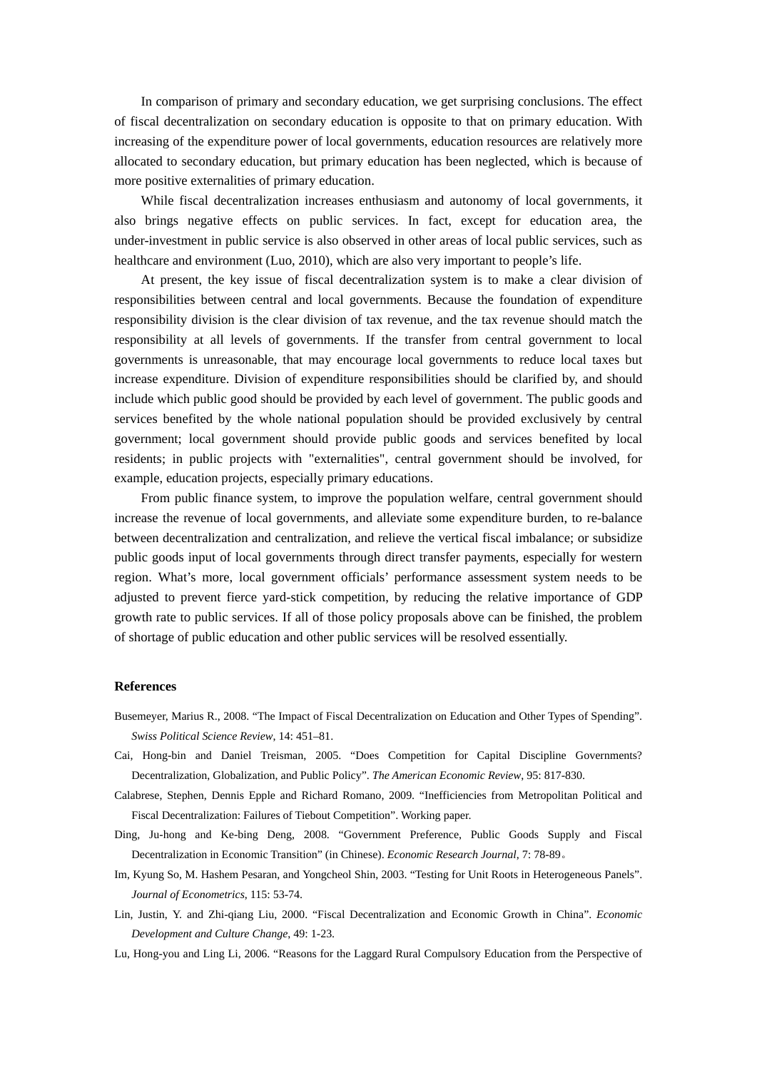In comparison of primary and secondary education, we get surprising conclusions. The effect of fiscal decentralization on secondary education is opposite to that on primary education. With increasing of the expenditure power of local governments, education resources are relatively more allocated to secondary education, but primary education has been neglected, which is because of more positive externalities of primary education.

While fiscal decentralization increases enthusiasm and autonomy of local governments, it also brings negative effects on public services. In fact, except for education area, the under-investment in public service is also observed in other areas of local public services, such as healthcare and environment (Luo, 2010), which are also very important to people's life.

At present, the key issue of fiscal decentralization system is to make a clear division of responsibilities between central and local governments. Because the foundation of expenditure responsibility division is the clear division of tax revenue, and the tax revenue should match the responsibility at all levels of governments. If the transfer from central government to local governments is unreasonable, that may encourage local governments to reduce local taxes but increase expenditure. Division of expenditure responsibilities should be clarified by, and should include which public good should be provided by each level of government. The public goods and services benefited by the whole national population should be provided exclusively by central government; local government should provide public goods and services benefited by local residents; in public projects with "externalities", central government should be involved, for example, education projects, especially primary educations.

From public finance system, to improve the population welfare, central government should increase the revenue of local governments, and alleviate some expenditure burden, to re-balance between decentralization and centralization, and relieve the vertical fiscal imbalance; or subsidize public goods input of local governments through direct transfer payments, especially for western region. What's more, local government officials' performance assessment system needs to be adjusted to prevent fierce yard-stick competition, by reducing the relative importance of GDP growth rate to public services. If all of those policy proposals above can be finished, the problem of shortage of public education and other public services will be resolved essentially.

## References

Busemeyer, Marius R., 2008. "The Impact of Fiscal Decentralization on Education and Other Types of Spending". *Swiss Political Science Review*, 14: 451–81.

Cai, Hong-bin and Daniel Treisman, 2005. "Does Competition for Capital Discipline Governments? Decentralization, Globalization, and Public Policy". *The American Economic Review*, 95: 817-830.

Calabrese, Stephen, Dennis Epple and Richard Romano, 2009. "Inefficiencies from Metropolitan Political and Fiscal Decentralization: Failures of Tiebout Competition". Working paper.

Ding, Ju-hong and Ke-bing Deng, 2008. "Government Preference, Public Goods Supply and Fiscal Decentralization in Economic Transition" (in Chinese). *Economic Research Journal*, 7: 78-89。

Im, Kyung So, M. Hashem Pesaran, and Yongcheol Shin, 2003. "Testing for Unit Roots in Heterogeneous Panels". *Journal of Econometrics*, 115: 53-74.

Lin, Justin, Y. and Zhi-qiang Liu, 2000. "Fiscal Decentralization and Economic Growth in China". *Economic Development and Culture Change*, 49: 1-23.

Lu, Hong-you and Ling Li, 2006. "Reasons for the Laggard Rural Compulsory Education from the Perspective of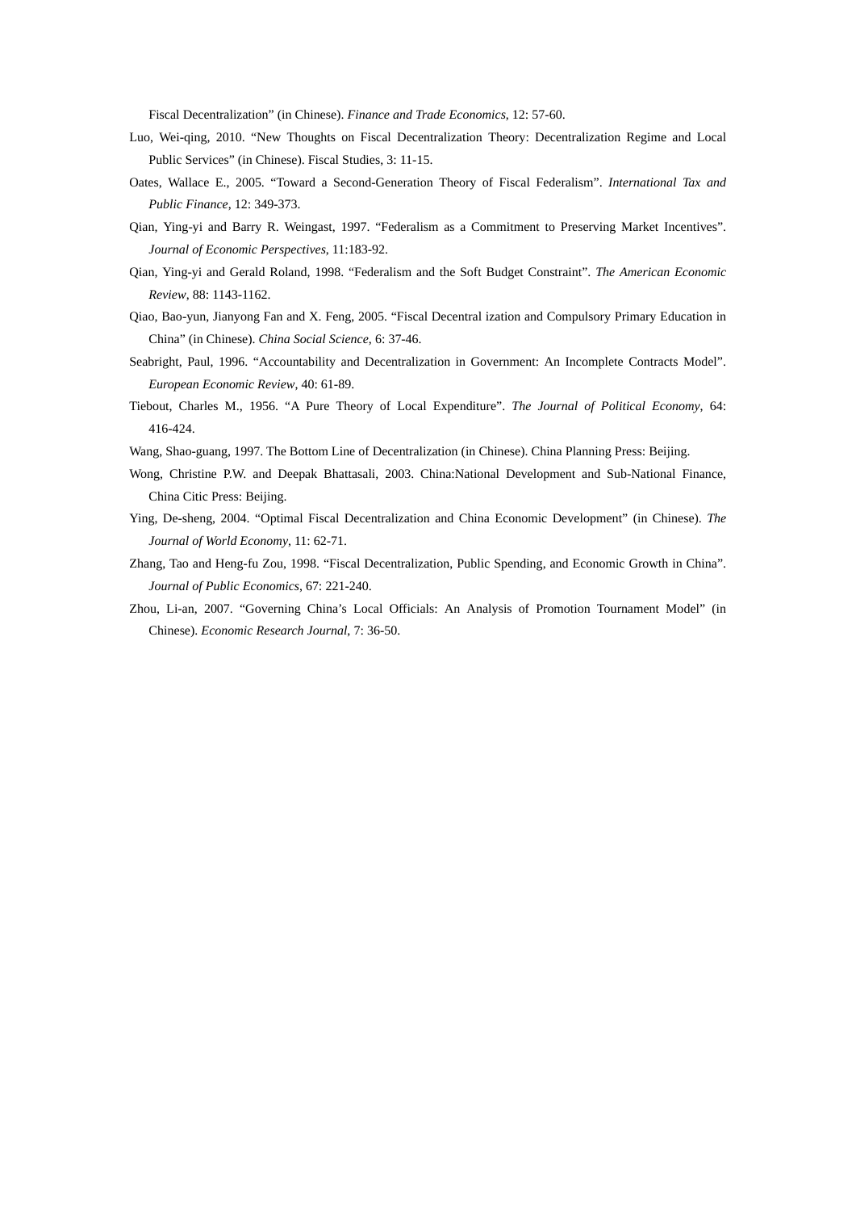Fiscal Decentralization" (in Chinese). *Finance and Trade Economics*, 12: 57-60.

Luo, Wei-qing, 2010. "New Thoughts on Fiscal Decentralization Theory: Decentralization Regime and Local Public Services" (in Chinese). Fiscal Studies, 3: 11-15.

Oates, Wallace E., 2005. "Toward a Second-Generation Theory of Fiscal Federalism". *International Tax and Public Finance*, 12: 349-373.

Qian, Ying-yi and Barry R. Weingast, 1997. "Federalism as a Commitment to Preserving Market Incentives". *Journal of Economic Perspectives*, 11:183-92.

Qian, Ying-yi and Gerald Roland, 1998. "Federalism and the Soft Budget Constraint". *The American Economic Review*, 88: 1143-1162.

Qiao, Bao-yun, Jianyong Fan and X. Feng, 2005. "Fiscal Decentral ization and Compulsory Primary Education in China" (in Chinese). *China Social Science*, 6: 37-46.

Seabright, Paul, 1996. "Accountability and Decentralization in Government: An Incomplete Contracts Model". *European Economic Review*, 40: 61-89.

Tiebout, Charles M., 1956. "A Pure Theory of Local Expenditure". *The Journal of Political Economy*, 64: 416-424.

Wang, Shao-guang, 1997. The Bottom Line of Decentralization (in Chinese). China Planning Press: Beijing.

Wong, Christine P.W. and Deepak Bhattasali, 2003. China:National Development and Sub-National Finance, China Citic Press: Beijing.

Ying, De-sheng, 2004. "Optimal Fiscal Decentralization and China Economic Development" (in Chinese). *The Journal of World Economy*, 11: 62-71.

Zhang, Tao and Heng-fu Zou, 1998. "Fiscal Decentralization, Public Spending, and Economic Growth in China". *Journal of Public Economics*, 67: 221-240.

Zhou, Li-an, 2007. "Governing China's Local Officials: An Analysis of Promotion Tournament Model" (in Chinese). *Economic Research Journal*, 7: 36-50.